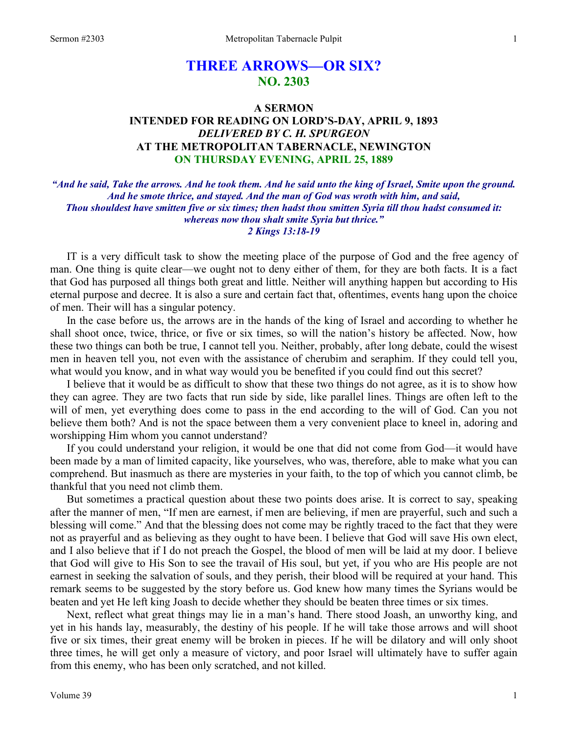# THREE ARROWS—OR SIX?
## NO. 2303

### A SERMON
### INTENDED FOR READING ON LORD'S-DAY, APRIL 9, 1893
### *DELIVERED BY C. H. SPURGEON*
### AT THE METROPOLITAN TABERNACLE, NEWINGTON
### ON THURSDAY EVENING, APRIL 25, 1889

***"And he said, Take the arrows. And he took them. And he said unto the king of Israel, Smite upon the ground. And he smote thrice, and stayed. And the man of God was wroth with him, and said, Thou shouldest have smitten five or six times; then hadst thou smitten Syria till thou hadst consumed it: whereas now thou shalt smite Syria but thrice."***
***2 Kings 13:18-19***

IT is a very difficult task to show the meeting place of the purpose of God and the free agency of man. One thing is quite clear—we ought not to deny either of them, for they are both facts. It is a fact that God has purposed all things both great and little. Neither will anything happen but according to His eternal purpose and decree. It is also a sure and certain fact that, oftentimes, events hang upon the choice of men. Their will has a singular potency.

In the case before us, the arrows are in the hands of the king of Israel and according to whether he shall shoot once, twice, thrice, or five or six times, so will the nation's history be affected. Now, how these two things can both be true, I cannot tell you. Neither, probably, after long debate, could the wisest men in heaven tell you, not even with the assistance of cherubim and seraphim. If they could tell you, what would you know, and in what way would you be benefited if you could find out this secret?

I believe that it would be as difficult to show that these two things do not agree, as it is to show how they can agree. They are two facts that run side by side, like parallel lines. Things are often left to the will of men, yet everything does come to pass in the end according to the will of God. Can you not believe them both? And is not the space between them a very convenient place to kneel in, adoring and worshipping Him whom you cannot understand?

If you could understand your religion, it would be one that did not come from God—it would have been made by a man of limited capacity, like yourselves, who was, therefore, able to make what you can comprehend. But inasmuch as there are mysteries in your faith, to the top of which you cannot climb, be thankful that you need not climb them.

But sometimes a practical question about these two points does arise. It is correct to say, speaking after the manner of men, "If men are earnest, if men are believing, if men are prayerful, such and such a blessing will come." And that the blessing does not come may be rightly traced to the fact that they were not as prayerful and as believing as they ought to have been. I believe that God will save His own elect, and I also believe that if I do not preach the Gospel, the blood of men will be laid at my door. I believe that God will give to His Son to see the travail of His soul, but yet, if you who are His people are not earnest in seeking the salvation of souls, and they perish, their blood will be required at your hand. This remark seems to be suggested by the story before us. God knew how many times the Syrians would be beaten and yet He left king Joash to decide whether they should be beaten three times or six times.

Next, reflect what great things may lie in a man's hand. There stood Joash, an unworthy king, and yet in his hands lay, measurably, the destiny of his people. If he will take those arrows and will shoot five or six times, their great enemy will be broken in pieces. If he will be dilatory and will only shoot three times, he will get only a measure of victory, and poor Israel will ultimately have to suffer again from this enemy, who has been only scratched, and not killed.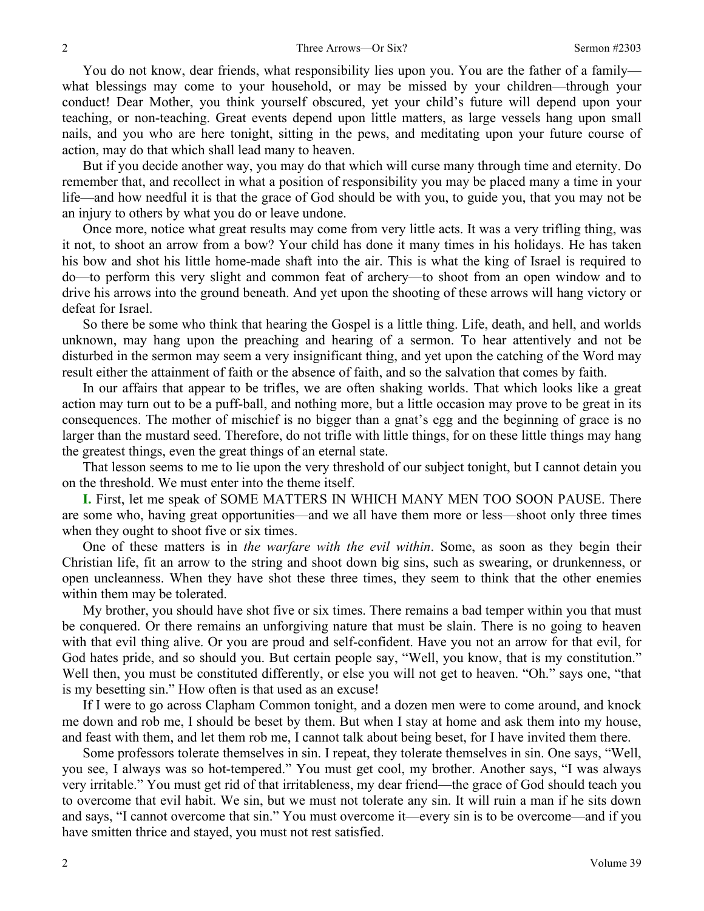You do not know, dear friends, what responsibility lies upon you. You are the father of a family—what blessings may come to your household, or may be missed by your children—through your conduct! Dear Mother, you think yourself obscured, yet your child's future will depend upon your teaching, or non-teaching. Great events depend upon little matters, as large vessels hang upon small nails, and you who are here tonight, sitting in the pews, and meditating upon your future course of action, may do that which shall lead many to heaven.

But if you decide another way, you may do that which will curse many through time and eternity. Do remember that, and recollect in what a position of responsibility you may be placed many a time in your life—and how needful it is that the grace of God should be with you, to guide you, that you may not be an injury to others by what you do or leave undone.

Once more, notice what great results may come from very little acts. It was a very trifling thing, was it not, to shoot an arrow from a bow? Your child has done it many times in his holidays. He has taken his bow and shot his little home-made shaft into the air. This is what the king of Israel is required to do—to perform this very slight and common feat of archery—to shoot from an open window and to drive his arrows into the ground beneath. And yet upon the shooting of these arrows will hang victory or defeat for Israel.

So there be some who think that hearing the Gospel is a little thing. Life, death, and hell, and worlds unknown, may hang upon the preaching and hearing of a sermon. To hear attentively and not be disturbed in the sermon may seem a very insignificant thing, and yet upon the catching of the Word may result either the attainment of faith or the absence of faith, and so the salvation that comes by faith.

In our affairs that appear to be trifles, we are often shaking worlds. That which looks like a great action may turn out to be a puff-ball, and nothing more, but a little occasion may prove to be great in its consequences. The mother of mischief is no bigger than a gnat's egg and the beginning of grace is no larger than the mustard seed. Therefore, do not trifle with little things, for on these little things may hang the greatest things, even the great things of an eternal state.

That lesson seems to me to lie upon the very threshold of our subject tonight, but I cannot detain you on the threshold. We must enter into the theme itself.

**I.** First, let me speak of SOME MATTERS IN WHICH MANY MEN TOO SOON PAUSE. There are some who, having great opportunities—and we all have them more or less—shoot only three times when they ought to shoot five or six times.

One of these matters is in *the warfare with the evil within*. Some, as soon as they begin their Christian life, fit an arrow to the string and shoot down big sins, such as swearing, or drunkenness, or open uncleanness. When they have shot these three times, they seem to think that the other enemies within them may be tolerated.

My brother, you should have shot five or six times. There remains a bad temper within you that must be conquered. Or there remains an unforgiving nature that must be slain. There is no going to heaven with that evil thing alive. Or you are proud and self-confident. Have you not an arrow for that evil, for God hates pride, and so should you. But certain people say, "Well, you know, that is my constitution." Well then, you must be constituted differently, or else you will not get to heaven. "Oh." says one, "that is my besetting sin." How often is that used as an excuse!

If I were to go across Clapham Common tonight, and a dozen men were to come around, and knock me down and rob me, I should be beset by them. But when I stay at home and ask them into my house, and feast with them, and let them rob me, I cannot talk about being beset, for I have invited them there.

Some professors tolerate themselves in sin. I repeat, they tolerate themselves in sin. One says, "Well, you see, I always was so hot-tempered." You must get cool, my brother. Another says, "I was always very irritable." You must get rid of that irritableness, my dear friend—the grace of God should teach you to overcome that evil habit. We sin, but we must not tolerate any sin. It will ruin a man if he sits down and says, "I cannot overcome that sin." You must overcome it—every sin is to be overcome—and if you have smitten thrice and stayed, you must not rest satisfied.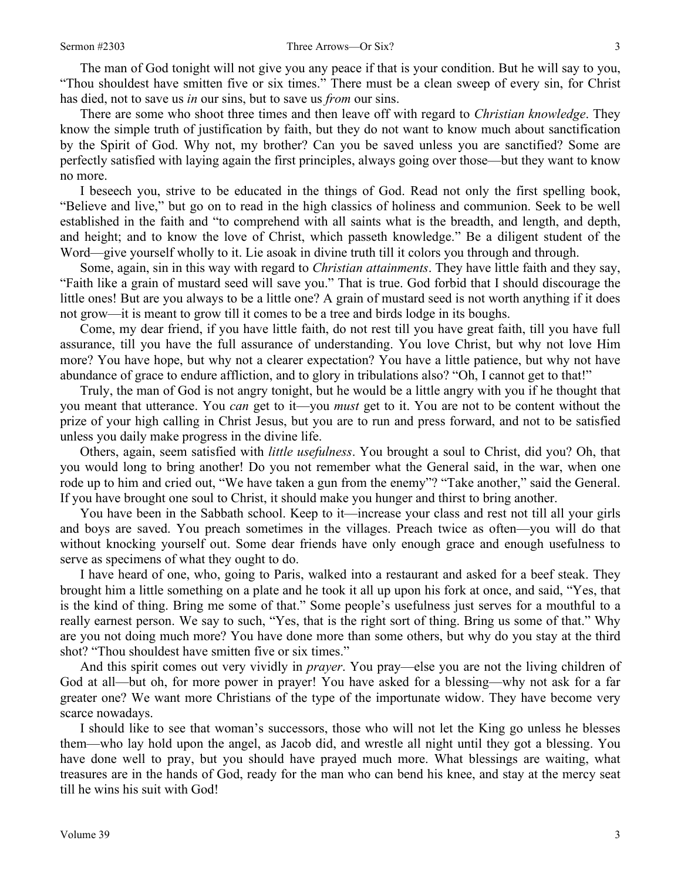The man of God tonight will not give you any peace if that is your condition. But he will say to you, "Thou shouldest have smitten five or six times." There must be a clean sweep of every sin, for Christ has died, not to save us *in* our sins, but to save us *from* our sins.

There are some who shoot three times and then leave off with regard to *Christian knowledge*. They know the simple truth of justification by faith, but they do not want to know much about sanctification by the Spirit of God. Why not, my brother? Can you be saved unless you are sanctified? Some are perfectly satisfied with laying again the first principles, always going over those—but they want to know no more.

I beseech you, strive to be educated in the things of God. Read not only the first spelling book, "Believe and live," but go on to read in the high classics of holiness and communion. Seek to be well established in the faith and "to comprehend with all saints what is the breadth, and length, and depth, and height; and to know the love of Christ, which passeth knowledge." Be a diligent student of the Word—give yourself wholly to it. Lie asoak in divine truth till it colors you through and through.

Some, again, sin in this way with regard to *Christian attainments*. They have little faith and they say, "Faith like a grain of mustard seed will save you." That is true. God forbid that I should discourage the little ones! But are you always to be a little one? A grain of mustard seed is not worth anything if it does not grow—it is meant to grow till it comes to be a tree and birds lodge in its boughs.

Come, my dear friend, if you have little faith, do not rest till you have great faith, till you have full assurance, till you have the full assurance of understanding. You love Christ, but why not love Him more? You have hope, but why not a clearer expectation? You have a little patience, but why not have abundance of grace to endure affliction, and to glory in tribulations also? "Oh, I cannot get to that!"

Truly, the man of God is not angry tonight, but he would be a little angry with you if he thought that you meant that utterance. You *can* get to it—you *must* get to it. You are not to be content without the prize of your high calling in Christ Jesus, but you are to run and press forward, and not to be satisfied unless you daily make progress in the divine life.

Others, again, seem satisfied with *little usefulness*. You brought a soul to Christ, did you? Oh, that you would long to bring another! Do you not remember what the General said, in the war, when one rode up to him and cried out, "We have taken a gun from the enemy"? "Take another," said the General. If you have brought one soul to Christ, it should make you hunger and thirst to bring another.

You have been in the Sabbath school. Keep to it—increase your class and rest not till all your girls and boys are saved. You preach sometimes in the villages. Preach twice as often—you will do that without knocking yourself out. Some dear friends have only enough grace and enough usefulness to serve as specimens of what they ought to do.

I have heard of one, who, going to Paris, walked into a restaurant and asked for a beef steak. They brought him a little something on a plate and he took it all up upon his fork at once, and said, "Yes, that is the kind of thing. Bring me some of that." Some people's usefulness just serves for a mouthful to a really earnest person. We say to such, "Yes, that is the right sort of thing. Bring us some of that." Why are you not doing much more? You have done more than some others, but why do you stay at the third shot? "Thou shouldest have smitten five or six times."

And this spirit comes out very vividly in *prayer*. You pray—else you are not the living children of God at all—but oh, for more power in prayer! You have asked for a blessing—why not ask for a far greater one? We want more Christians of the type of the importunate widow. They have become very scarce nowadays.

I should like to see that woman's successors, those who will not let the King go unless he blesses them—who lay hold upon the angel, as Jacob did, and wrestle all night until they got a blessing. You have done well to pray, but you should have prayed much more. What blessings are waiting, what treasures are in the hands of God, ready for the man who can bend his knee, and stay at the mercy seat till he wins his suit with God!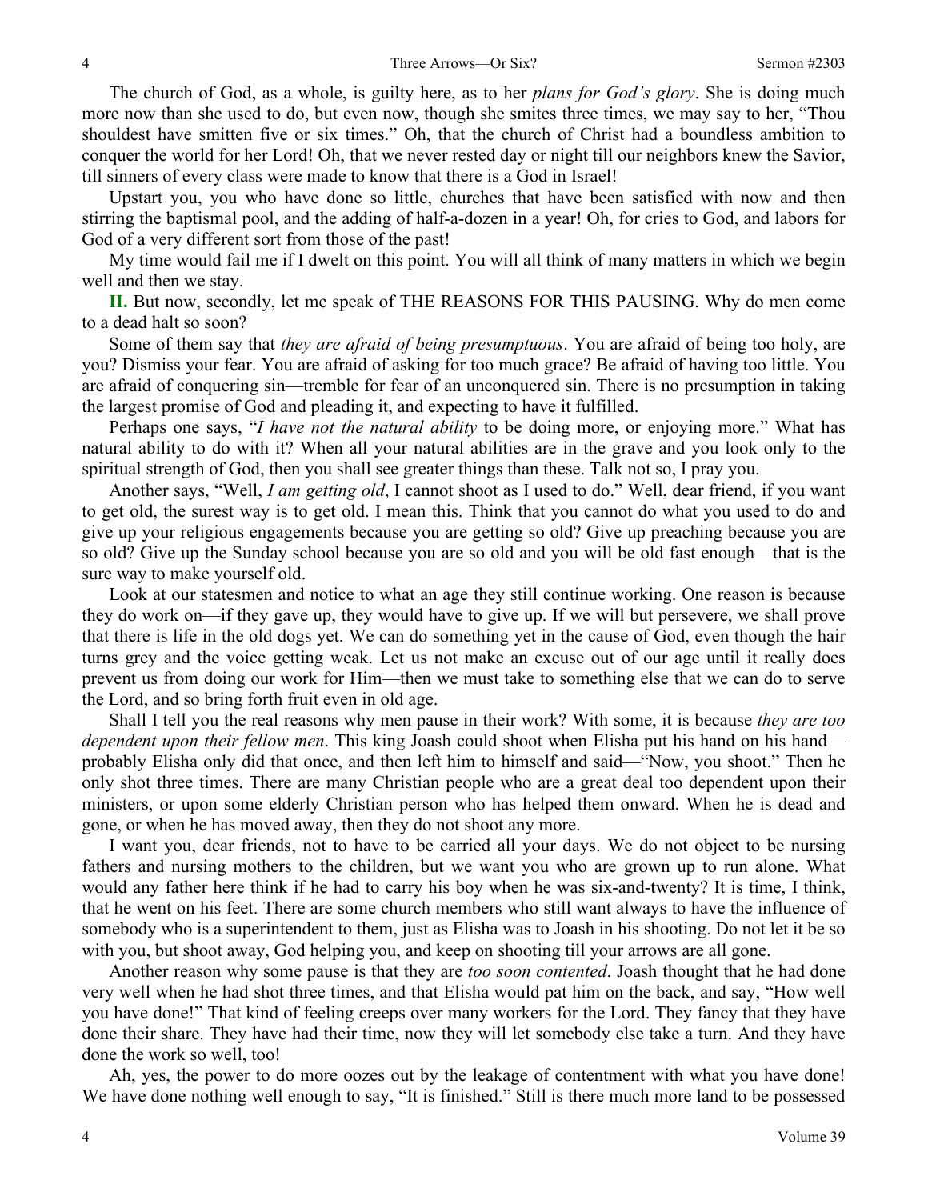The church of God, as a whole, is guilty here, as to her *plans for God's glory*. She is doing much more now than she used to do, but even now, though she smites three times, we may say to her, "Thou shouldest have smitten five or six times." Oh, that the church of Christ had a boundless ambition to conquer the world for her Lord! Oh, that we never rested day or night till our neighbors knew the Savior, till sinners of every class were made to know that there is a God in Israel!

Upstart you, you who have done so little, churches that have been satisfied with now and then stirring the baptismal pool, and the adding of half-a-dozen in a year! Oh, for cries to God, and labors for God of a very different sort from those of the past!

My time would fail me if I dwelt on this point. You will all think of many matters in which we begin well and then we stay.

**II.** But now, secondly, let me speak of THE REASONS FOR THIS PAUSING. Why do men come to a dead halt so soon?

Some of them say that *they are afraid of being presumptuous*. You are afraid of being too holy, are you? Dismiss your fear. You are afraid of asking for too much grace? Be afraid of having too little. You are afraid of conquering sin—tremble for fear of an unconquered sin. There is no presumption in taking the largest promise of God and pleading it, and expecting to have it fulfilled.

Perhaps one says, "*I have not the natural ability* to be doing more, or enjoying more." What has natural ability to do with it? When all your natural abilities are in the grave and you look only to the spiritual strength of God, then you shall see greater things than these. Talk not so, I pray you.

Another says, "Well, *I am getting old*, I cannot shoot as I used to do." Well, dear friend, if you want to get old, the surest way is to get old. I mean this. Think that you cannot do what you used to do and give up your religious engagements because you are getting so old? Give up preaching because you are so old? Give up the Sunday school because you are so old and you will be old fast enough—that is the sure way to make yourself old.

Look at our statesmen and notice to what an age they still continue working. One reason is because they do work on—if they gave up, they would have to give up. If we will but persevere, we shall prove that there is life in the old dogs yet. We can do something yet in the cause of God, even though the hair turns grey and the voice getting weak. Let us not make an excuse out of our age until it really does prevent us from doing our work for Him—then we must take to something else that we can do to serve the Lord, and so bring forth fruit even in old age.

Shall I tell you the real reasons why men pause in their work? With some, it is because *they are too dependent upon their fellow men*. This king Joash could shoot when Elisha put his hand on his hand—probably Elisha only did that once, and then left him to himself and said—"Now, you shoot." Then he only shot three times. There are many Christian people who are a great deal too dependent upon their ministers, or upon some elderly Christian person who has helped them onward. When he is dead and gone, or when he has moved away, then they do not shoot any more.

I want you, dear friends, not to have to be carried all your days. We do not object to be nursing fathers and nursing mothers to the children, but we want you who are grown up to run alone. What would any father here think if he had to carry his boy when he was six-and-twenty? It is time, I think, that he went on his feet. There are some church members who still want always to have the influence of somebody who is a superintendent to them, just as Elisha was to Joash in his shooting. Do not let it be so with you, but shoot away, God helping you, and keep on shooting till your arrows are all gone.

Another reason why some pause is that they are *too soon contented*. Joash thought that he had done very well when he had shot three times, and that Elisha would pat him on the back, and say, "How well you have done!" That kind of feeling creeps over many workers for the Lord. They fancy that they have done their share. They have had their time, now they will let somebody else take a turn. And they have done the work so well, too!

Ah, yes, the power to do more oozes out by the leakage of contentment with what you have done! We have done nothing well enough to say, "It is finished." Still is there much more land to be possessed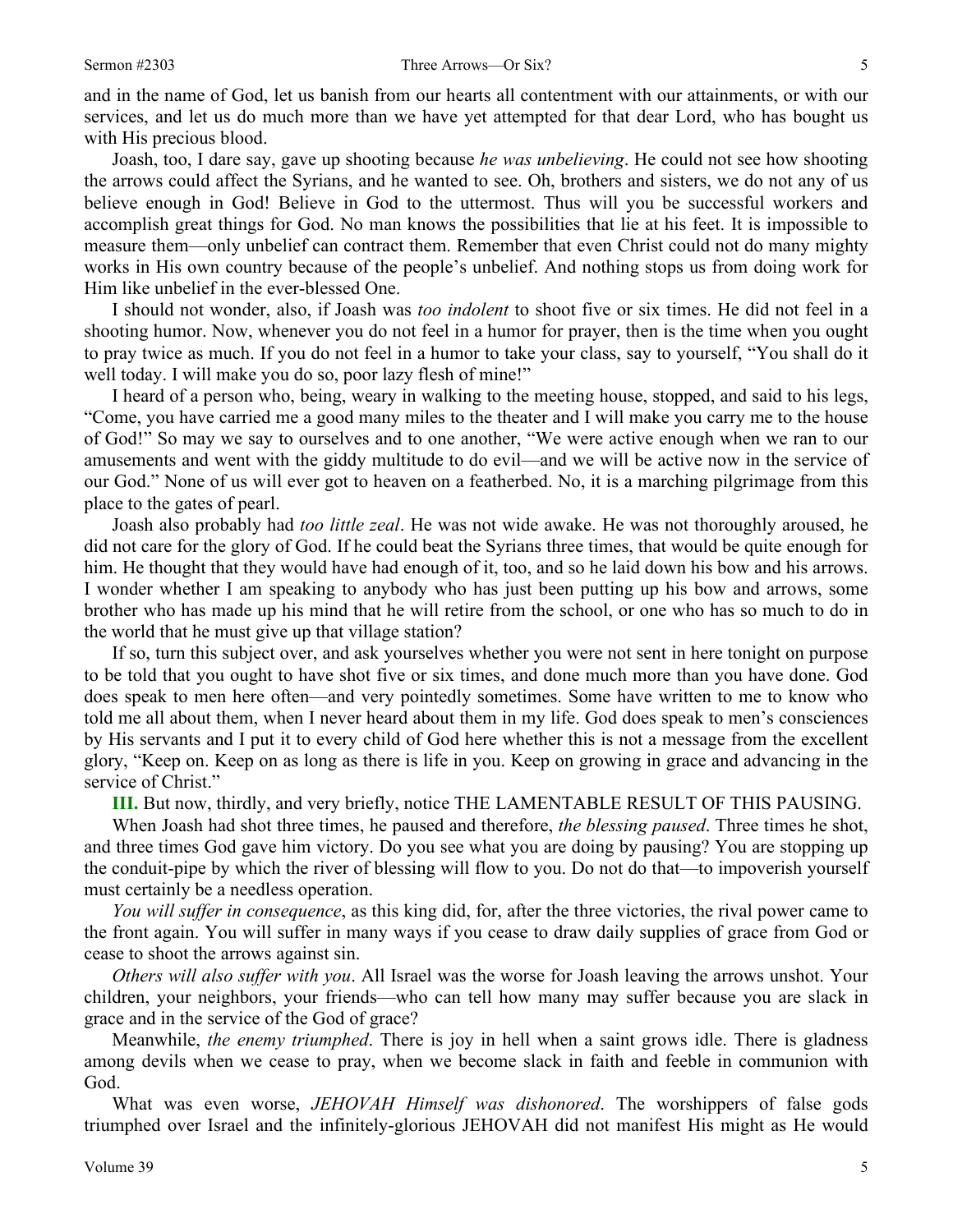and in the name of God, let us banish from our hearts all contentment with our attainments, or with our services, and let us do much more than we have yet attempted for that dear Lord, who has bought us with His precious blood.

Joash, too, I dare say, gave up shooting because *he was unbelieving*. He could not see how shooting the arrows could affect the Syrians, and he wanted to see. Oh, brothers and sisters, we do not any of us believe enough in God! Believe in God to the uttermost. Thus will you be successful workers and accomplish great things for God. No man knows the possibilities that lie at his feet. It is impossible to measure them—only unbelief can contract them. Remember that even Christ could not do many mighty works in His own country because of the people's unbelief. And nothing stops us from doing work for Him like unbelief in the ever-blessed One.

I should not wonder, also, if Joash was *too indolent* to shoot five or six times. He did not feel in a shooting humor. Now, whenever you do not feel in a humor for prayer, then is the time when you ought to pray twice as much. If you do not feel in a humor to take your class, say to yourself, "You shall do it well today. I will make you do so, poor lazy flesh of mine!"

I heard of a person who, being, weary in walking to the meeting house, stopped, and said to his legs, "Come, you have carried me a good many miles to the theater and I will make you carry me to the house of God!" So may we say to ourselves and to one another, "We were active enough when we ran to our amusements and went with the giddy multitude to do evil—and we will be active now in the service of our God." None of us will ever got to heaven on a featherbed. No, it is a marching pilgrimage from this place to the gates of pearl.

Joash also probably had *too little zeal*. He was not wide awake. He was not thoroughly aroused, he did not care for the glory of God. If he could beat the Syrians three times, that would be quite enough for him. He thought that they would have had enough of it, too, and so he laid down his bow and his arrows. I wonder whether I am speaking to anybody who has just been putting up his bow and arrows, some brother who has made up his mind that he will retire from the school, or one who has so much to do in the world that he must give up that village station?

If so, turn this subject over, and ask yourselves whether you were not sent in here tonight on purpose to be told that you ought to have shot five or six times, and done much more than you have done. God does speak to men here often—and very pointedly sometimes. Some have written to me to know who told me all about them, when I never heard about them in my life. God does speak to men's consciences by His servants and I put it to every child of God here whether this is not a message from the excellent glory, "Keep on. Keep on as long as there is life in you. Keep on growing in grace and advancing in the service of Christ."

**III.** But now, thirdly, and very briefly, notice THE LAMENTABLE RESULT OF THIS PAUSING.

When Joash had shot three times, he paused and therefore, *the blessing paused*. Three times he shot, and three times God gave him victory. Do you see what you are doing by pausing? You are stopping up the conduit-pipe by which the river of blessing will flow to you. Do not do that—to impoverish yourself must certainly be a needless operation.

*You will suffer in consequence*, as this king did, for, after the three victories, the rival power came to the front again. You will suffer in many ways if you cease to draw daily supplies of grace from God or cease to shoot the arrows against sin.

*Others will also suffer with you*. All Israel was the worse for Joash leaving the arrows unshot. Your children, your neighbors, your friends—who can tell how many may suffer because you are slack in grace and in the service of the God of grace?

Meanwhile, *the enemy triumphed*. There is joy in hell when a saint grows idle. There is gladness among devils when we cease to pray, when we become slack in faith and feeble in communion with God.

What was even worse, *JEHOVAH Himself was dishonored*. The worshippers of false gods triumphed over Israel and the infinitely-glorious JEHOVAH did not manifest His might as He would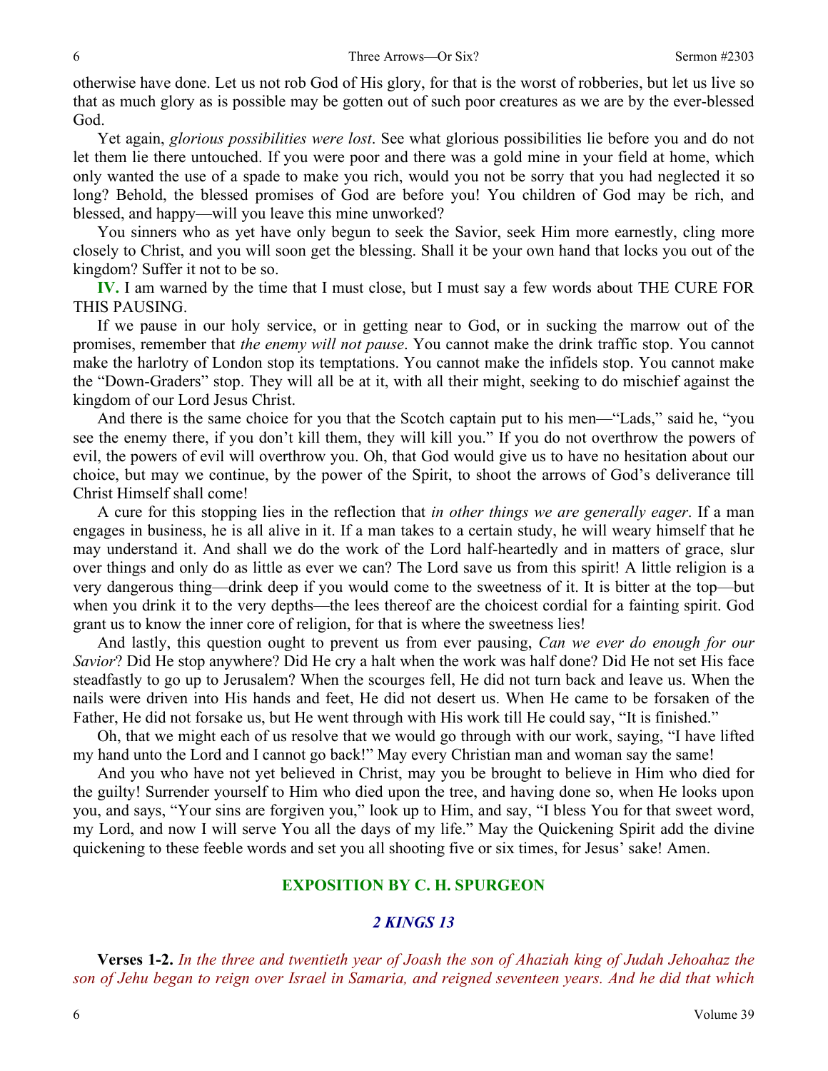otherwise have done. Let us not rob God of His glory, for that is the worst of robberies, but let us live so that as much glory as is possible may be gotten out of such poor creatures as we are by the ever-blessed God.

Yet again, *glorious possibilities were lost*. See what glorious possibilities lie before you and do not let them lie there untouched. If you were poor and there was a gold mine in your field at home, which only wanted the use of a spade to make you rich, would you not be sorry that you had neglected it so long? Behold, the blessed promises of God are before you! You children of God may be rich, and blessed, and happy—will you leave this mine unworked?

You sinners who as yet have only begun to seek the Savior, seek Him more earnestly, cling more closely to Christ, and you will soon get the blessing. Shall it be your own hand that locks you out of the kingdom? Suffer it not to be so.

**IV.** I am warned by the time that I must close, but I must say a few words about THE CURE FOR THIS PAUSING.

If we pause in our holy service, or in getting near to God, or in sucking the marrow out of the promises, remember that *the enemy will not pause*. You cannot make the drink traffic stop. You cannot make the harlotry of London stop its temptations. You cannot make the infidels stop. You cannot make the "Down-Graders" stop. They will all be at it, with all their might, seeking to do mischief against the kingdom of our Lord Jesus Christ.

And there is the same choice for you that the Scotch captain put to his men—"Lads," said he, "you see the enemy there, if you don't kill them, they will kill you." If you do not overthrow the powers of evil, the powers of evil will overthrow you. Oh, that God would give us to have no hesitation about our choice, but may we continue, by the power of the Spirit, to shoot the arrows of God's deliverance till Christ Himself shall come!

A cure for this stopping lies in the reflection that *in other things we are generally eager*. If a man engages in business, he is all alive in it. If a man takes to a certain study, he will weary himself that he may understand it. And shall we do the work of the Lord half-heartedly and in matters of grace, slur over things and only do as little as ever we can? The Lord save us from this spirit! A little religion is a very dangerous thing—drink deep if you would come to the sweetness of it. It is bitter at the top—but when you drink it to the very depths—the lees thereof are the choicest cordial for a fainting spirit. God grant us to know the inner core of religion, for that is where the sweetness lies!

And lastly, this question ought to prevent us from ever pausing, *Can we ever do enough for our Savior*? Did He stop anywhere? Did He cry a halt when the work was half done? Did He not set His face steadfastly to go up to Jerusalem? When the scourges fell, He did not turn back and leave us. When the nails were driven into His hands and feet, He did not desert us. When He came to be forsaken of the Father, He did not forsake us, but He went through with His work till He could say, "It is finished."

Oh, that we might each of us resolve that we would go through with our work, saying, "I have lifted my hand unto the Lord and I cannot go back!" May every Christian man and woman say the same!

And you who have not yet believed in Christ, may you be brought to believe in Him who died for the guilty! Surrender yourself to Him who died upon the tree, and having done so, when He looks upon you, and says, "Your sins are forgiven you," look up to Him, and say, "I bless You for that sweet word, my Lord, and now I will serve You all the days of my life." May the Quickening Spirit add the divine quickening to these feeble words and set you all shooting five or six times, for Jesus' sake! Amen.

## EXPOSITION BY C. H. SPURGEON

### *2 KINGS 13*

**Verses 1-2.** *In the three and twentieth year of Joash the son of Ahaziah king of Judah Jehoahaz the son of Jehu began to reign over Israel in Samaria, and reigned seventeen years. And he did that which*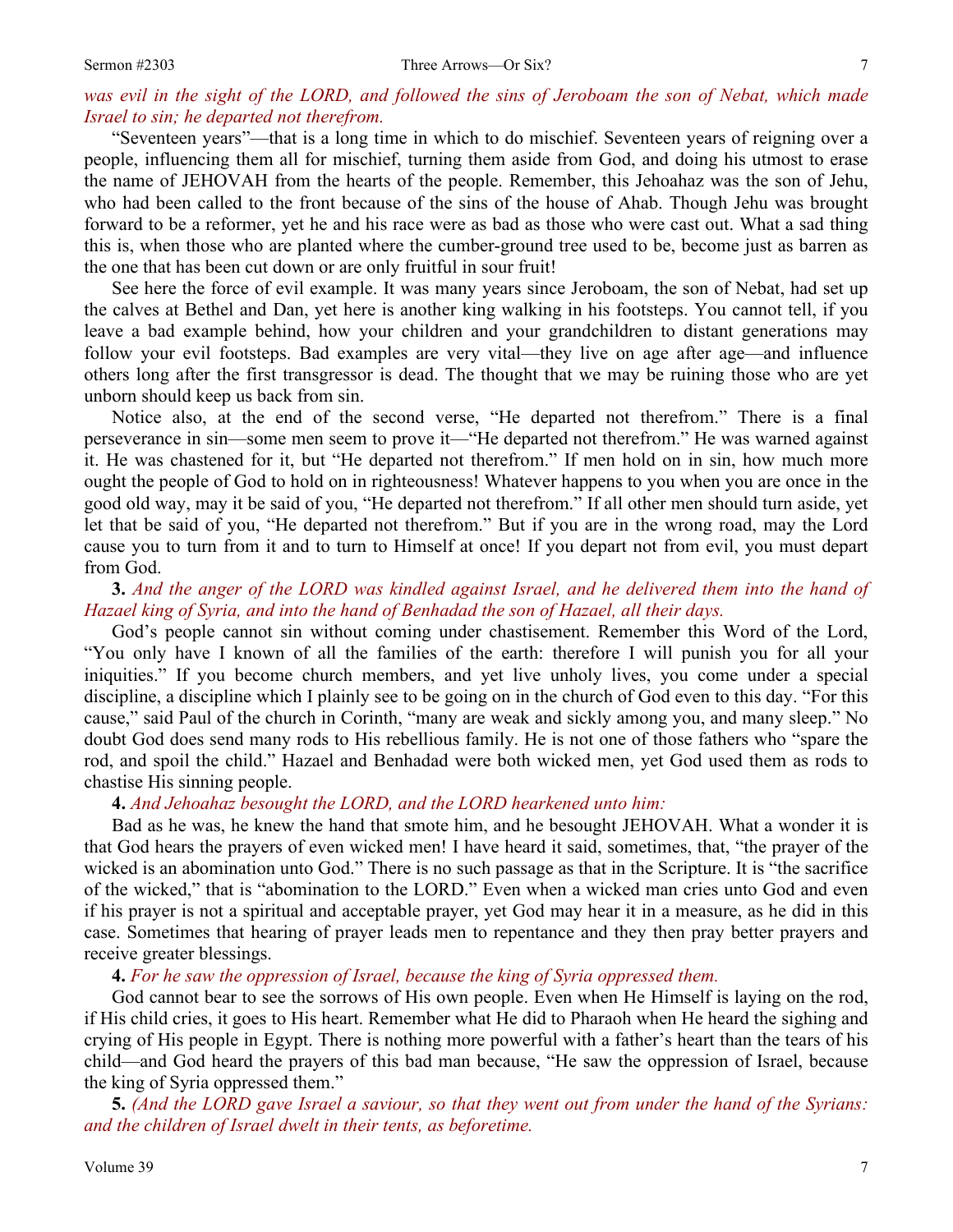*was evil in the sight of the LORD, and followed the sins of Jeroboam the son of Nebat, which made Israel to sin; he departed not therefrom.*

"Seventeen years"—that is a long time in which to do mischief. Seventeen years of reigning over a people, influencing them all for mischief, turning them aside from God, and doing his utmost to erase the name of JEHOVAH from the hearts of the people. Remember, this Jehoahaz was the son of Jehu, who had been called to the front because of the sins of the house of Ahab. Though Jehu was brought forward to be a reformer, yet he and his race were as bad as those who were cast out. What a sad thing this is, when those who are planted where the cumber-ground tree used to be, become just as barren as the one that has been cut down or are only fruitful in sour fruit!

See here the force of evil example. It was many years since Jeroboam, the son of Nebat, had set up the calves at Bethel and Dan, yet here is another king walking in his footsteps. You cannot tell, if you leave a bad example behind, how your children and your grandchildren to distant generations may follow your evil footsteps. Bad examples are very vital—they live on age after age—and influence others long after the first transgressor is dead. The thought that we may be ruining those who are yet unborn should keep us back from sin.

Notice also, at the end of the second verse, "He departed not therefrom." There is a final perseverance in sin—some men seem to prove it—"He departed not therefrom." He was warned against it. He was chastened for it, but "He departed not therefrom." If men hold on in sin, how much more ought the people of God to hold on in righteousness! Whatever happens to you when you are once in the good old way, may it be said of you, "He departed not therefrom." If all other men should turn aside, yet let that be said of you, "He departed not therefrom." But if you are in the wrong road, may the Lord cause you to turn from it and to turn to Himself at once! If you depart not from evil, you must depart from God.

**3.** *And the anger of the LORD was kindled against Israel, and he delivered them into the hand of Hazael king of Syria, and into the hand of Benhadad the son of Hazael, all their days.*

God's people cannot sin without coming under chastisement. Remember this Word of the Lord, "You only have I known of all the families of the earth: therefore I will punish you for all your iniquities." If you become church members, and yet live unholy lives, you come under a special discipline, a discipline which I plainly see to be going on in the church of God even to this day. "For this cause," said Paul of the church in Corinth, "many are weak and sickly among you, and many sleep." No doubt God does send many rods to His rebellious family. He is not one of those fathers who "spare the rod, and spoil the child." Hazael and Benhadad were both wicked men, yet God used them as rods to chastise His sinning people.

**4.** *And Jehoahaz besought the LORD, and the LORD hearkened unto him:*

Bad as he was, he knew the hand that smote him, and he besought JEHOVAH. What a wonder it is that God hears the prayers of even wicked men! I have heard it said, sometimes, that, "the prayer of the wicked is an abomination unto God." There is no such passage as that in the Scripture. It is "the sacrifice of the wicked," that is "abomination to the LORD." Even when a wicked man cries unto God and even if his prayer is not a spiritual and acceptable prayer, yet God may hear it in a measure, as he did in this case. Sometimes that hearing of prayer leads men to repentance and they then pray better prayers and receive greater blessings.

**4.** *For he saw the oppression of Israel, because the king of Syria oppressed them.*

God cannot bear to see the sorrows of His own people. Even when He Himself is laying on the rod, if His child cries, it goes to His heart. Remember what He did to Pharaoh when He heard the sighing and crying of His people in Egypt. There is nothing more powerful with a father's heart than the tears of his child—and God heard the prayers of this bad man because, "He saw the oppression of Israel, because the king of Syria oppressed them."

**5.** *(And the LORD gave Israel a saviour, so that they went out from under the hand of the Syrians: and the children of Israel dwelt in their tents, as beforetime.*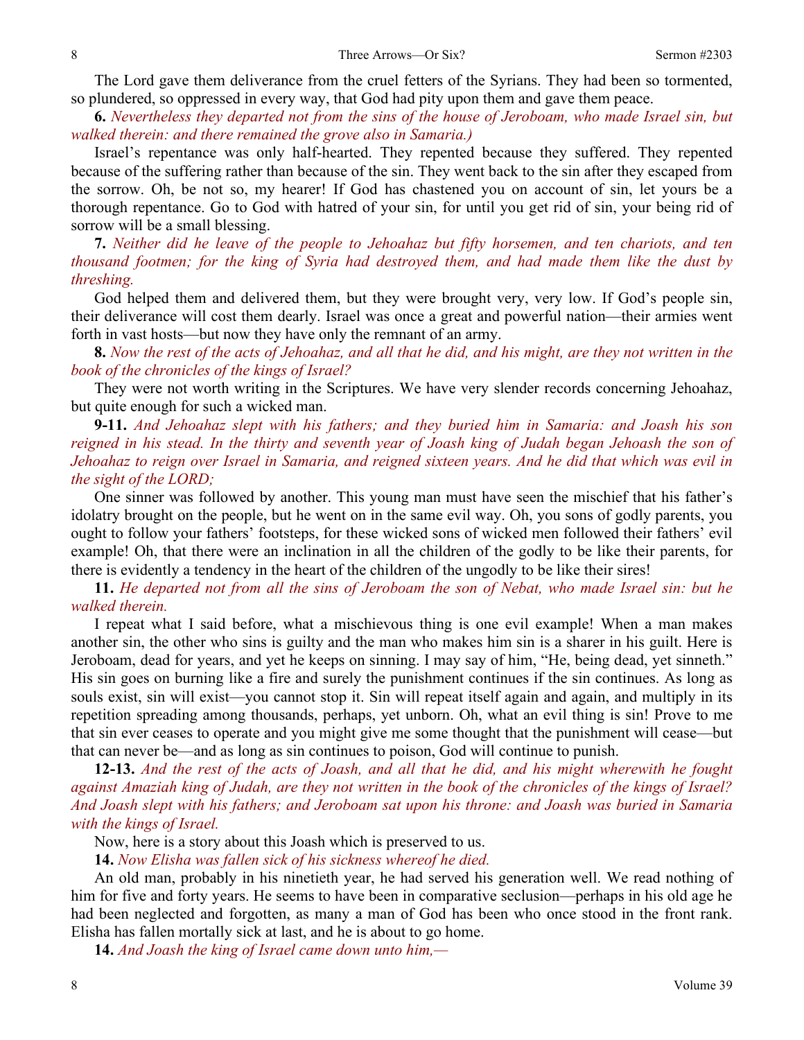The Lord gave them deliverance from the cruel fetters of the Syrians. They had been so tormented, so plundered, so oppressed in every way, that God had pity upon them and gave them peace.

**6.** *Nevertheless they departed not from the sins of the house of Jeroboam, who made Israel sin, but walked therein: and there remained the grove also in Samaria.)*

Israel's repentance was only half-hearted. They repented because they suffered. They repented because of the suffering rather than because of the sin. They went back to the sin after they escaped from the sorrow. Oh, be not so, my hearer! If God has chastened you on account of sin, let yours be a thorough repentance. Go to God with hatred of your sin, for until you get rid of sin, your being rid of sorrow will be a small blessing.

**7.** *Neither did he leave of the people to Jehoahaz but fifty horsemen, and ten chariots, and ten thousand footmen; for the king of Syria had destroyed them, and had made them like the dust by threshing.*

God helped them and delivered them, but they were brought very, very low. If God's people sin, their deliverance will cost them dearly. Israel was once a great and powerful nation—their armies went forth in vast hosts—but now they have only the remnant of an army.

**8.** *Now the rest of the acts of Jehoahaz, and all that he did, and his might, are they not written in the book of the chronicles of the kings of Israel?*

They were not worth writing in the Scriptures. We have very slender records concerning Jehoahaz, but quite enough for such a wicked man.

**9-11.** *And Jehoahaz slept with his fathers; and they buried him in Samaria: and Joash his son reigned in his stead. In the thirty and seventh year of Joash king of Judah began Jehoash the son of Jehoahaz to reign over Israel in Samaria, and reigned sixteen years. And he did that which was evil in the sight of the LORD;*

One sinner was followed by another. This young man must have seen the mischief that his father's idolatry brought on the people, but he went on in the same evil way. Oh, you sons of godly parents, you ought to follow your fathers' footsteps, for these wicked sons of wicked men followed their fathers' evil example! Oh, that there were an inclination in all the children of the godly to be like their parents, for there is evidently a tendency in the heart of the children of the ungodly to be like their sires!

**11.** *He departed not from all the sins of Jeroboam the son of Nebat, who made Israel sin: but he walked therein.*

I repeat what I said before, what a mischievous thing is one evil example! When a man makes another sin, the other who sins is guilty and the man who makes him sin is a sharer in his guilt. Here is Jeroboam, dead for years, and yet he keeps on sinning. I may say of him, "He, being dead, yet sinneth." His sin goes on burning like a fire and surely the punishment continues if the sin continues. As long as souls exist, sin will exist—you cannot stop it. Sin will repeat itself again and again, and multiply in its repetition spreading among thousands, perhaps, yet unborn. Oh, what an evil thing is sin! Prove to me that sin ever ceases to operate and you might give me some thought that the punishment will cease—but that can never be—and as long as sin continues to poison, God will continue to punish.

**12-13.** *And the rest of the acts of Joash, and all that he did, and his might wherewith he fought against Amaziah king of Judah, are they not written in the book of the chronicles of the kings of Israel? And Joash slept with his fathers; and Jeroboam sat upon his throne: and Joash was buried in Samaria with the kings of Israel.*

Now, here is a story about this Joash which is preserved to us.

**14.** *Now Elisha was fallen sick of his sickness whereof he died.*

An old man, probably in his ninetieth year, he had served his generation well. We read nothing of him for five and forty years. He seems to have been in comparative seclusion—perhaps in his old age he had been neglected and forgotten, as many a man of God has been who once stood in the front rank. Elisha has fallen mortally sick at last, and he is about to go home.

**14.** *And Joash the king of Israel came down unto him,—*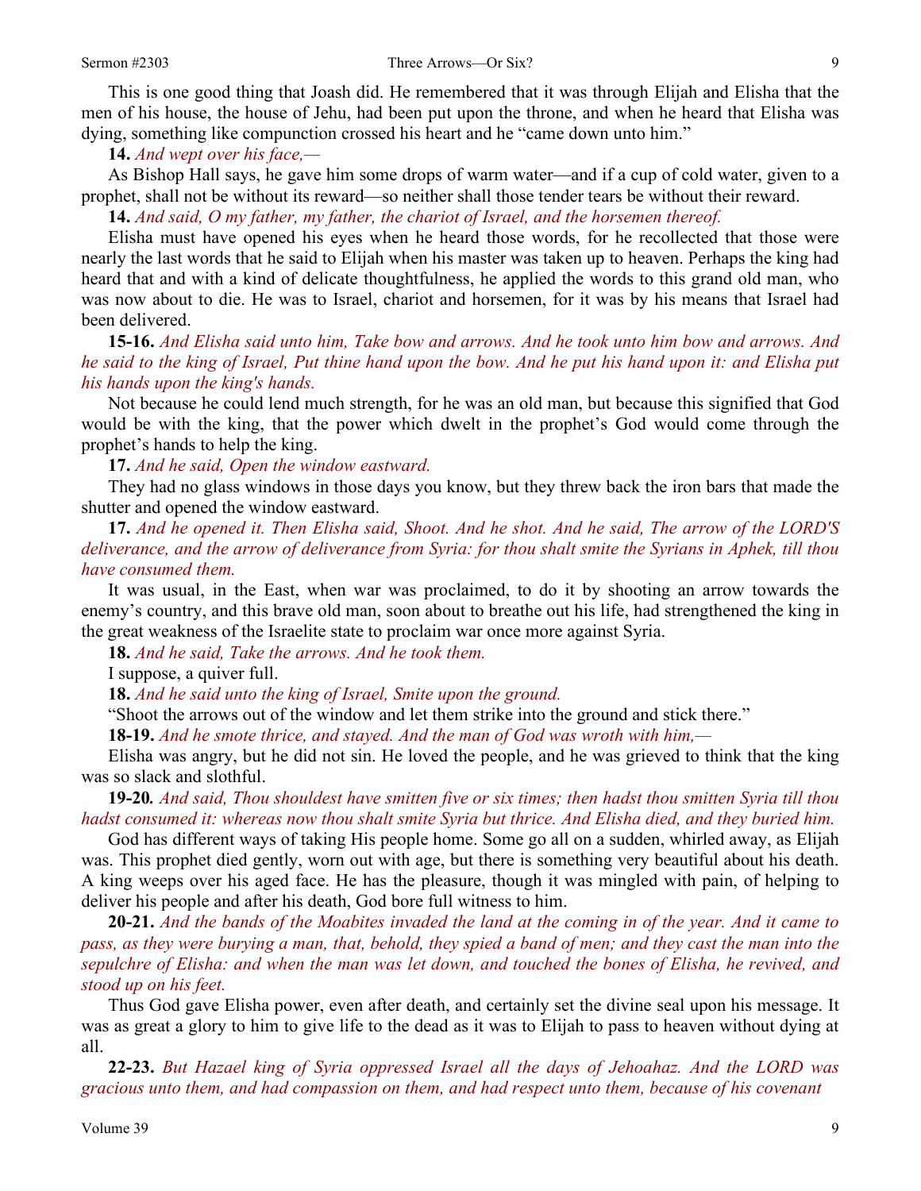This is one good thing that Joash did. He remembered that it was through Elijah and Elisha that the men of his house, the house of Jehu, had been put upon the throne, and when he heard that Elisha was dying, something like compunction crossed his heart and he "came down unto him."

**14.** *And wept over his face,—*

As Bishop Hall says, he gave him some drops of warm water—and if a cup of cold water, given to a prophet, shall not be without its reward—so neither shall those tender tears be without their reward.

**14.** *And said, O my father, my father, the chariot of Israel, and the horsemen thereof.*

Elisha must have opened his eyes when he heard those words, for he recollected that those were nearly the last words that he said to Elijah when his master was taken up to heaven. Perhaps the king had heard that and with a kind of delicate thoughtfulness, he applied the words to this grand old man, who was now about to die. He was to Israel, chariot and horsemen, for it was by his means that Israel had been delivered.

**15-16.** *And Elisha said unto him, Take bow and arrows. And he took unto him bow and arrows. And he said to the king of Israel, Put thine hand upon the bow. And he put his hand upon it: and Elisha put his hands upon the king's hands.*

Not because he could lend much strength, for he was an old man, but because this signified that God would be with the king, that the power which dwelt in the prophet's God would come through the prophet's hands to help the king.

**17.** *And he said, Open the window eastward.*

They had no glass windows in those days you know, but they threw back the iron bars that made the shutter and opened the window eastward.

**17.** *And he opened it. Then Elisha said, Shoot. And he shot. And he said, The arrow of the LORD'S deliverance, and the arrow of deliverance from Syria: for thou shalt smite the Syrians in Aphek, till thou have consumed them.*

It was usual, in the East, when war was proclaimed, to do it by shooting an arrow towards the enemy's country, and this brave old man, soon about to breathe out his life, had strengthened the king in the great weakness of the Israelite state to proclaim war once more against Syria.

**18.** *And he said, Take the arrows. And he took them.*

I suppose, a quiver full.

**18.** *And he said unto the king of Israel, Smite upon the ground.*

"Shoot the arrows out of the window and let them strike into the ground and stick there."

**18-19.** *And he smote thrice, and stayed. And the man of God was wroth with him,—*

Elisha was angry, but he did not sin. He loved the people, and he was grieved to think that the king was so slack and slothful.

**19-20.** *And said, Thou shouldest have smitten five or six times; then hadst thou smitten Syria till thou hadst consumed it: whereas now thou shalt smite Syria but thrice. And Elisha died, and they buried him.*

God has different ways of taking His people home. Some go all on a sudden, whirled away, as Elijah was. This prophet died gently, worn out with age, but there is something very beautiful about his death. A king weeps over his aged face. He has the pleasure, though it was mingled with pain, of helping to deliver his people and after his death, God bore full witness to him.

**20-21.** *And the bands of the Moabites invaded the land at the coming in of the year. And it came to pass, as they were burying a man, that, behold, they spied a band of men; and they cast the man into the sepulchre of Elisha: and when the man was let down, and touched the bones of Elisha, he revived, and stood up on his feet.*

Thus God gave Elisha power, even after death, and certainly set the divine seal upon his message. It was as great a glory to him to give life to the dead as it was to Elijah to pass to heaven without dying at all.

**22-23.** *But Hazael king of Syria oppressed Israel all the days of Jehoahaz. And the LORD was gracious unto them, and had compassion on them, and had respect unto them, because of his covenant*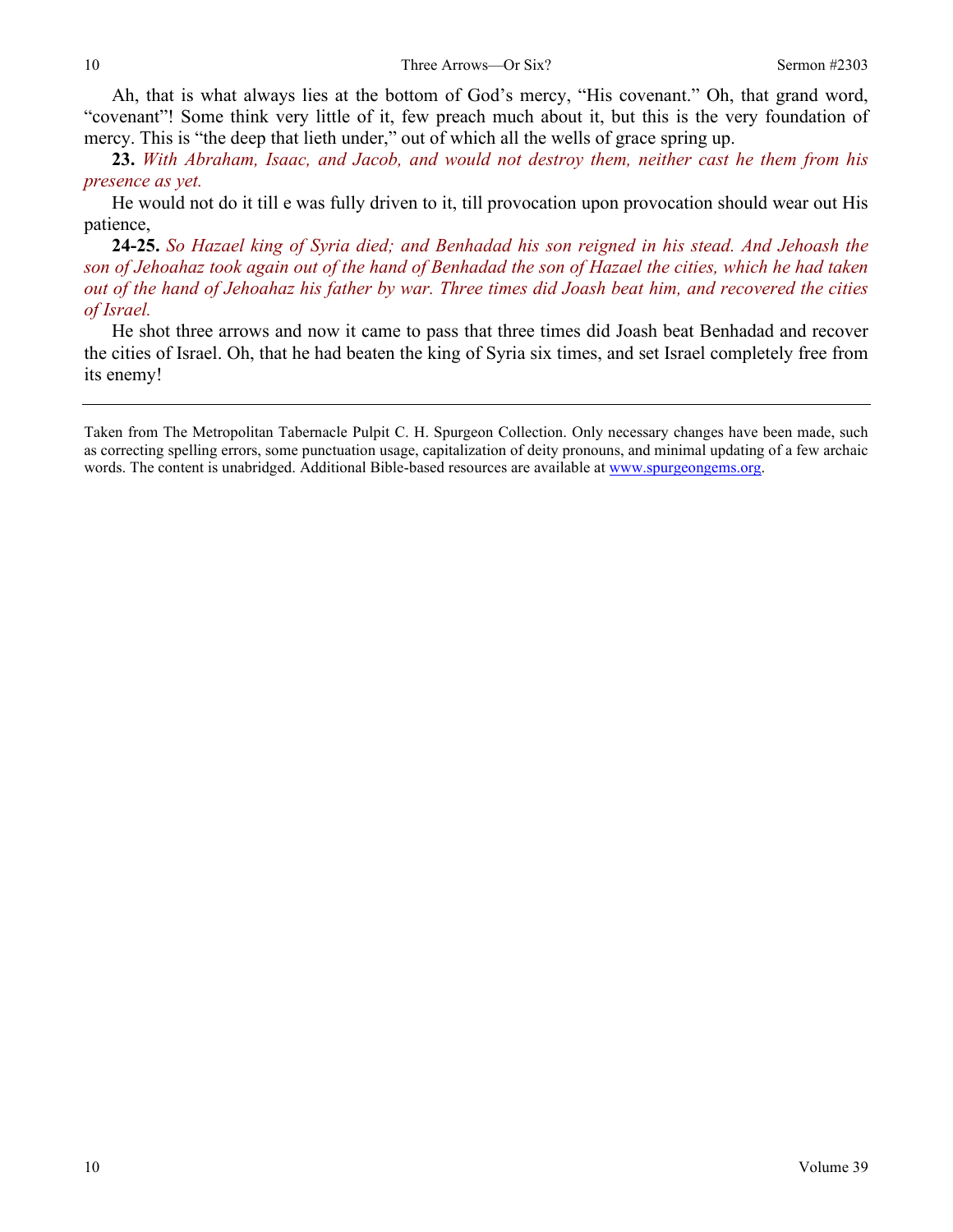Ah, that is what always lies at the bottom of God's mercy, "His covenant." Oh, that grand word, "covenant"! Some think very little of it, few preach much about it, but this is the very foundation of mercy. This is "the deep that lieth under," out of which all the wells of grace spring up.

**23.** *With Abraham, Isaac, and Jacob, and would not destroy them, neither cast he them from his presence as yet.*

He would not do it till e was fully driven to it, till provocation upon provocation should wear out His patience,

**24-25.** *So Hazael king of Syria died; and Benhadad his son reigned in his stead. And Jehoash the son of Jehoahaz took again out of the hand of Benhadad the son of Hazael the cities, which he had taken out of the hand of Jehoahaz his father by war. Three times did Joash beat him, and recovered the cities of Israel.*

He shot three arrows and now it came to pass that three times did Joash beat Benhadad and recover the cities of Israel. Oh, that he had beaten the king of Syria six times, and set Israel completely free from its enemy!

---

Taken from The Metropolitan Tabernacle Pulpit C. H. Spurgeon Collection. Only necessary changes have been made, such as correcting spelling errors, some punctuation usage, capitalization of deity pronouns, and minimal updating of a few archaic words. The content is unabridged. Additional Bible-based resources are available at www.spurgeongems.org.